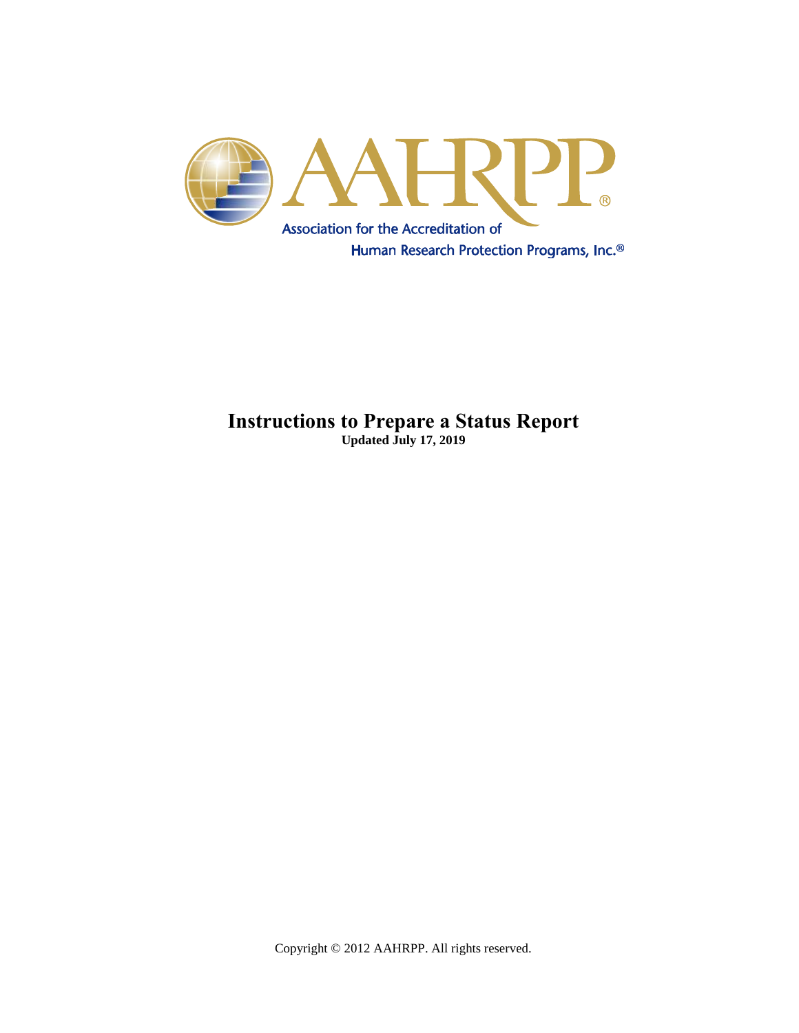AAHRPP®

Association for the Accreditation of Human Research Protection Programs, Inc.®

# Instructions to Prepare a Status Report

**Updated July 17, 2019**

Copyright © 2012 AAHRPP. All rights reserved.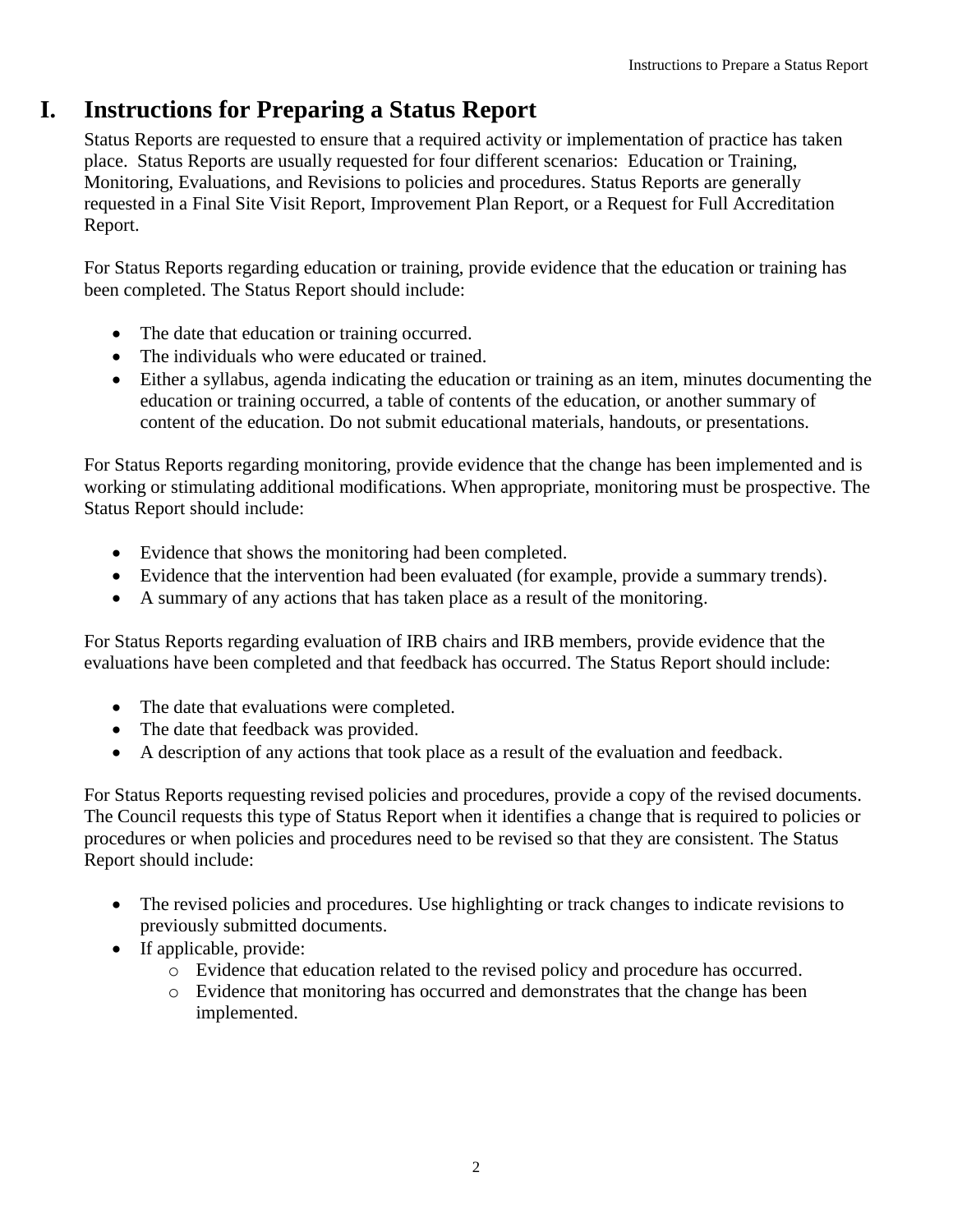# I. Instructions for Preparing a Status Report

Status Reports are requested to ensure that a required activity or implementation of practice has taken place. Status Reports are usually requested for four different scenarios: Education or Training, Monitoring, Evaluations, and Revisions to policies and procedures. Status Reports are generally requested in a Final Site Visit Report, Improvement Plan Report, or a Request for Full Accreditation Report.

For Status Reports regarding education or training, provide evidence that the education or training has been completed. The Status Report should include:

- The date that education or training occurred.
- The individuals who were educated or trained.
- Either a syllabus, agenda indicating the education or training as an item, minutes documenting the education or training occurred, a table of contents of the education, or another summary of content of the education. Do not submit educational materials, handouts, or presentations.

For Status Reports regarding monitoring, provide evidence that the change has been implemented and is working or stimulating additional modifications. When appropriate, monitoring must be prospective. The Status Report should include:

- Evidence that shows the monitoring had been completed.
- Evidence that the intervention had been evaluated (for example, provide a summary trends).
- A summary of any actions that has taken place as a result of the monitoring.

For Status Reports regarding evaluation of IRB chairs and IRB members, provide evidence that the evaluations have been completed and that feedback has occurred. The Status Report should include:

- The date that evaluations were completed.
- The date that feedback was provided.
- A description of any actions that took place as a result of the evaluation and feedback.

For Status Reports requesting revised policies and procedures, provide a copy of the revised documents. The Council requests this type of Status Report when it identifies a change that is required to policies or procedures or when policies and procedures need to be revised so that they are consistent. The Status Report should include:

- The revised policies and procedures. Use highlighting or track changes to indicate revisions to previously submitted documents.
- If applicable, provide:
  - Evidence that education related to the revised policy and procedure has occurred.
  - Evidence that monitoring has occurred and demonstrates that the change has been implemented.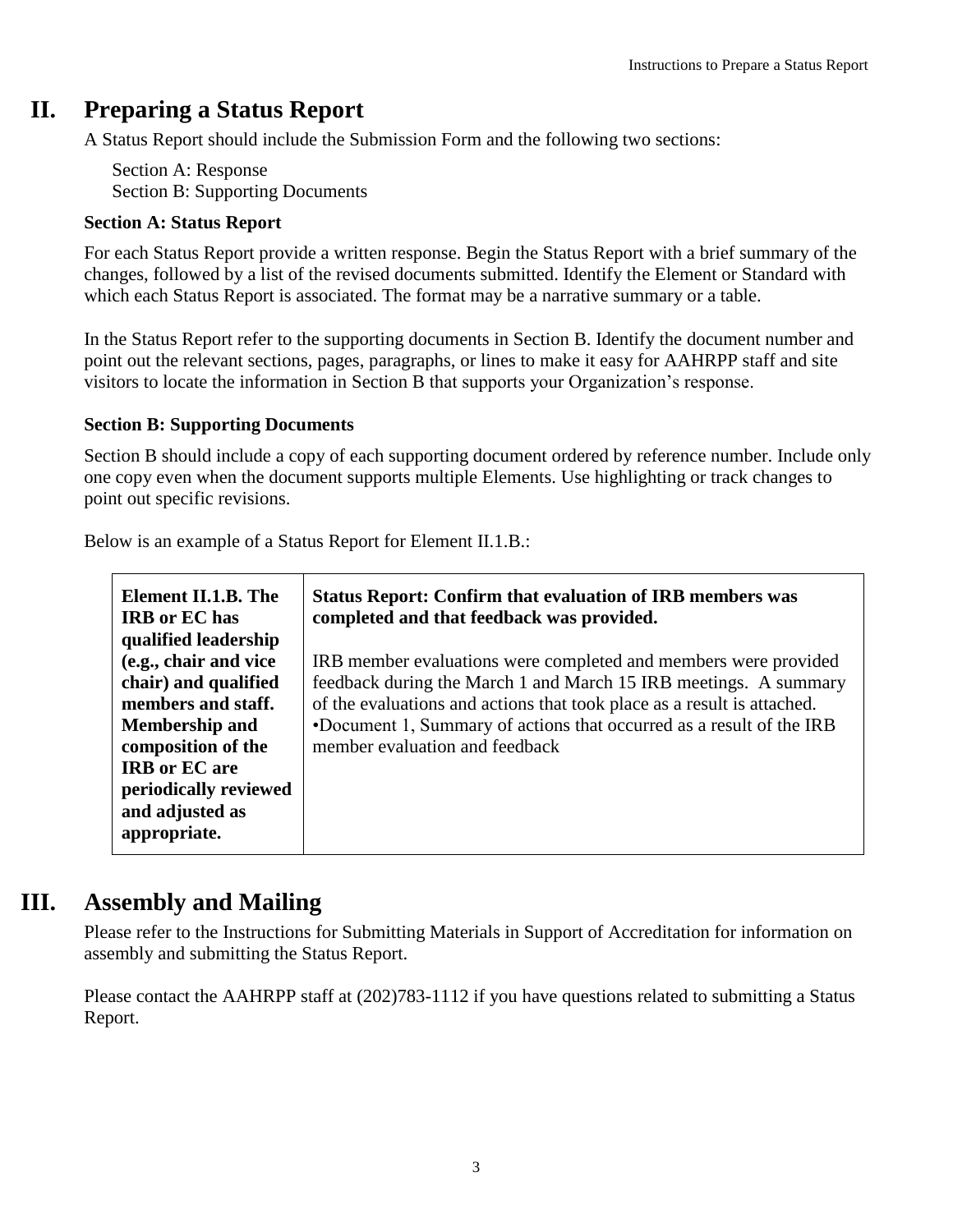## II. Preparing a Status Report

A Status Report should include the Submission Form and the following two sections:

Section A: Response
Section B: Supporting Documents

**Section A: Status Report**

For each Status Report provide a written response. Begin the Status Report with a brief summary of the changes, followed by a list of the revised documents submitted. Identify the Element or Standard with which each Status Report is associated. The format may be a narrative summary or a table.

In the Status Report refer to the supporting documents in Section B. Identify the document number and point out the relevant sections, pages, paragraphs, or lines to make it easy for AAHRPP staff and site visitors to locate the information in Section B that supports your Organization's response.

**Section B: Supporting Documents**

Section B should include a copy of each supporting document ordered by reference number. Include only one copy even when the document supports multiple Elements. Use highlighting or track changes to point out specific revisions.

Below is an example of a Status Report for Element II.1.B.:

| | |
|---|---|
| **Element II.1.B. The IRB or EC has qualified leadership (e.g., chair and vice chair) and qualified members and staff. Membership and composition of the IRB or EC are periodically reviewed and adjusted as appropriate.** | **Status Report: Confirm that evaluation of IRB members was completed and that feedback was provided.**<br><br>IRB member evaluations were completed and members were provided feedback during the March 1 and March 15 IRB meetings. A summary of the evaluations and actions that took place as a result is attached.<br>•Document 1, Summary of actions that occurred as a result of the IRB member evaluation and feedback |

## III. Assembly and Mailing

Please refer to the Instructions for Submitting Materials in Support of Accreditation for information on assembly and submitting the Status Report.

Please contact the AAHRPP staff at (202)783-1112 if you have questions related to submitting a Status Report.